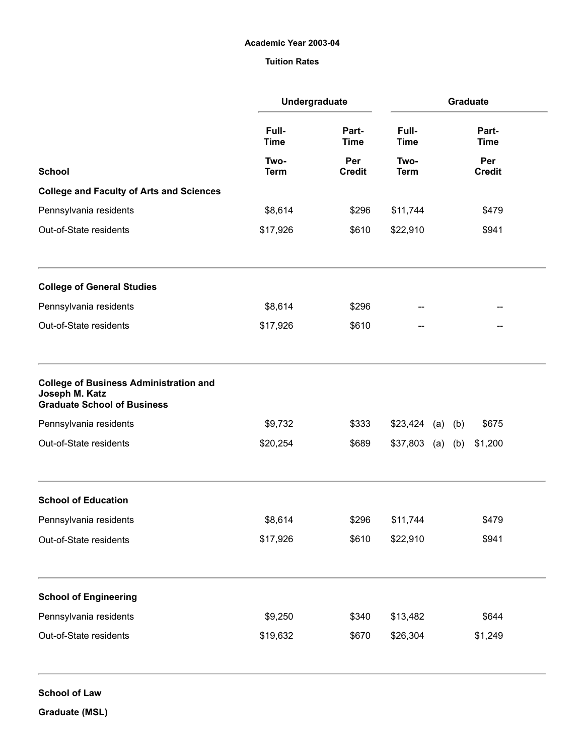**Academic Year 2003-04**

**Tuition Rates**

| | Undergraduate | | Graduate | |
|---|---|---|---|---|
| | **Full-Time** | **Part-Time** | **Full-Time** | **Part-Time** |
| **School** | **Two-Term** | **Per Credit** | **Two-Term** | **Per Credit** |
| **College and Faculty of Arts and Sciences** | | | | |
| Pennsylvania residents | $8,614 | $296 | $11,744 | $479 |
| Out-of-State residents | $17,926 | $610 | $22,910 | $941 |
| **College of General Studies** | | | | |
| Pennsylvania residents | $8,614 | $296 | -- | -- |
| Out-of-State residents | $17,926 | $610 | -- | -- |
| **College of Business Administration and Joseph M. Katz Graduate School of Business** | | | | |
| Pennsylvania residents | $9,732 | $333 | $23,424 (a) (b) | $675 |
| Out-of-State residents | $20,254 | $689 | $37,803 (a) (b) | $1,200 |
| **School of Education** | | | | |
| Pennsylvania residents | $8,614 | $296 | $11,744 | $479 |
| Out-of-State residents | $17,926 | $610 | $22,910 | $941 |
| **School of Engineering** | | | | |
| Pennsylvania residents | $9,250 | $340 | $13,482 | $644 |
| Out-of-State residents | $19,632 | $670 | $26,304 | $1,249 |
| **School of Law** | | | | |
| **Graduate (MSL)** | | | | |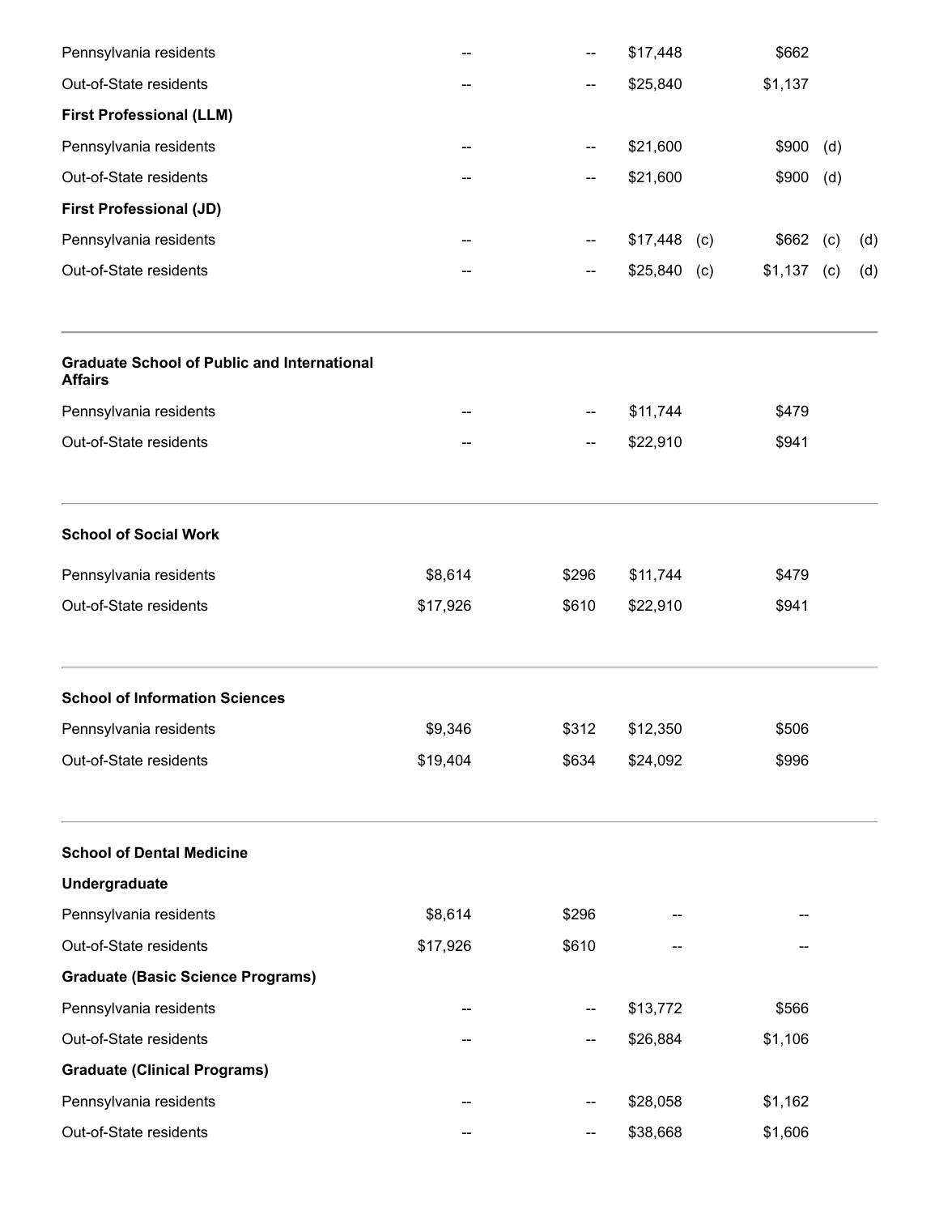| | | | | | | | |
|---|---|---|---|---|---|---|---|
| Pennsylvania residents | -- | -- | $17,448 | | $662 | | |
| Out-of-State residents | -- | -- | $25,840 | | $1,137 | | |
| **First Professional (LLM)** | | | | | | | |
| Pennsylvania residents | -- | -- | $21,600 | | $900 | (d) | |
| Out-of-State residents | -- | -- | $21,600 | | $900 | (d) | |
| **First Professional (JD)** | | | | | | | |
| Pennsylvania residents | -- | -- | $17,448 | (c) | $662 | (c) | (d) |
| Out-of-State residents | -- | -- | $25,840 | (c) | $1,137 | (c) | (d) |
| **Graduate School of Public and International Affairs** | | | | | | | |
| Pennsylvania residents | -- | -- | $11,744 | | $479 | | |
| Out-of-State residents | -- | -- | $22,910 | | $941 | | |
| **School of Social Work** | | | | | | | |
| Pennsylvania residents | $8,614 | $296 | $11,744 | | $479 | | |
| Out-of-State residents | $17,926 | $610 | $22,910 | | $941 | | |
| **School of Information Sciences** | | | | | | | |
| Pennsylvania residents | $9,346 | $312 | $12,350 | | $506 | | |
| Out-of-State residents | $19,404 | $634 | $24,092 | | $996 | | |
| **School of Dental Medicine** | | | | | | | |
| **Undergraduate** | | | | | | | |
| Pennsylvania residents | $8,614 | $296 | -- | | -- | | |
| Out-of-State residents | $17,926 | $610 | -- | | -- | | |
| **Graduate (Basic Science Programs)** | | | | | | | |
| Pennsylvania residents | -- | -- | $13,772 | | $566 | | |
| Out-of-State residents | -- | -- | $26,884 | | $1,106 | | |
| **Graduate (Clinical Programs)** | | | | | | | |
| Pennsylvania residents | -- | -- | $28,058 | | $1,162 | | |
| Out-of-State residents | -- | -- | $38,668 | | $1,606 | | |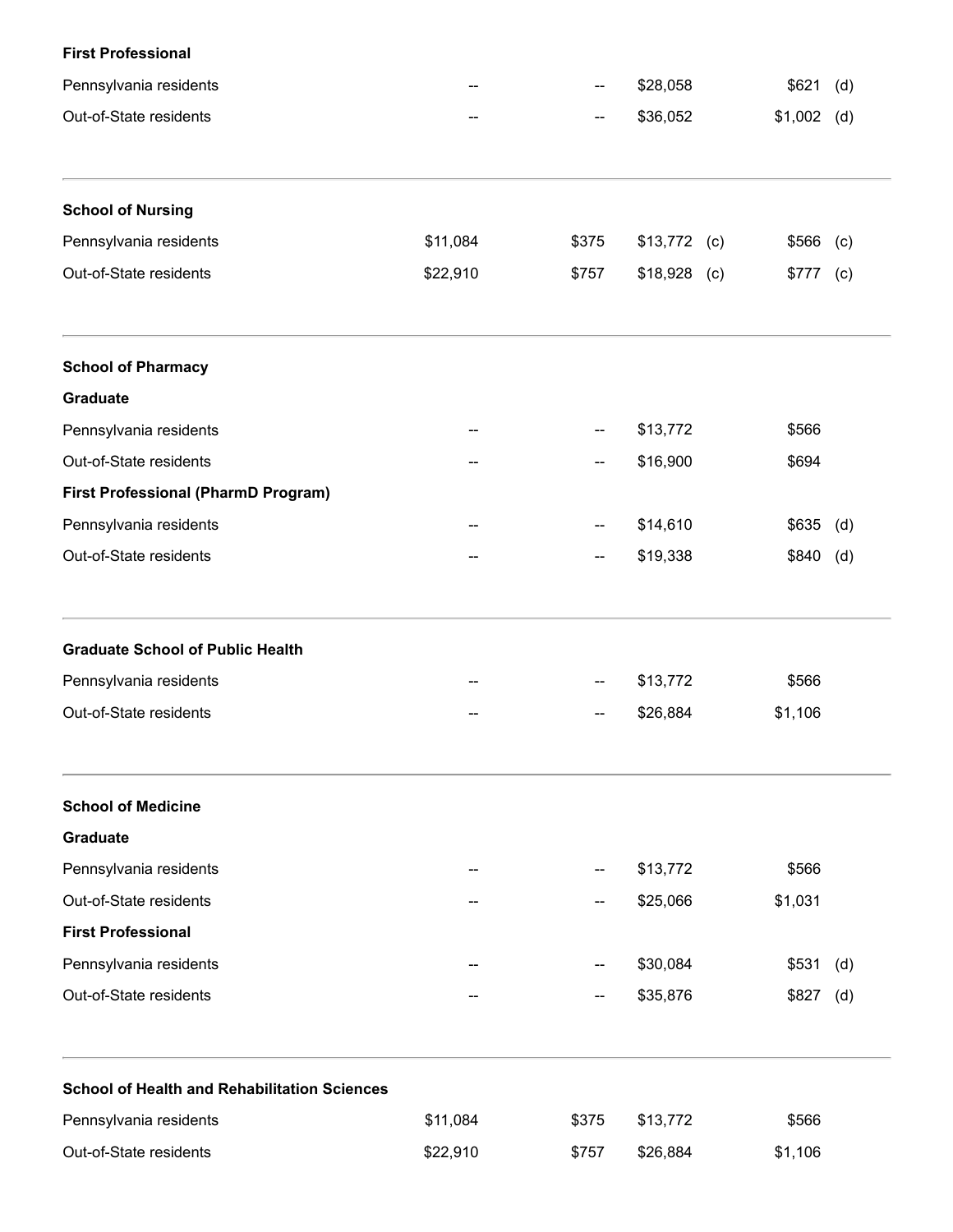| | | | | |
|---|---|---|---|---|
| **First Professional** | | | | |
| Pennsylvania residents | -- | -- | \$28,058 | \$621 (d) |
| Out-of-State residents | -- | -- | \$36,052 | \$1,002 (d) |
| **School of Nursing** | | | | |
| Pennsylvania residents | \$11,084 | \$375 | \$13,772 (c) | \$566 (c) |
| Out-of-State residents | \$22,910 | \$757 | \$18,928 (c) | \$777 (c) |
| **School of Pharmacy** | | | | |
| **Graduate** | | | | |
| Pennsylvania residents | -- | -- | \$13,772 | \$566 |
| Out-of-State residents | -- | -- | \$16,900 | \$694 |
| **First Professional (PharmD Program)** | | | | |
| Pennsylvania residents | -- | -- | \$14,610 | \$635 (d) |
| Out-of-State residents | -- | -- | \$19,338 | \$840 (d) |
| **Graduate School of Public Health** | | | | |
| Pennsylvania residents | -- | -- | \$13,772 | \$566 |
| Out-of-State residents | -- | -- | \$26,884 | \$1,106 |
| **School of Medicine** | | | | |
| **Graduate** | | | | |
| Pennsylvania residents | -- | -- | \$13,772 | \$566 |
| Out-of-State residents | -- | -- | \$25,066 | \$1,031 |
| **First Professional** | | | | |
| Pennsylvania residents | -- | -- | \$30,084 | \$531 (d) |
| Out-of-State residents | -- | -- | \$35,876 | \$827 (d) |
| **School of Health and Rehabilitation Sciences** | | | | |
| Pennsylvania residents | \$11,084 | \$375 | \$13,772 | \$566 |
| Out-of-State residents | \$22,910 | \$757 | \$26,884 | \$1,106 |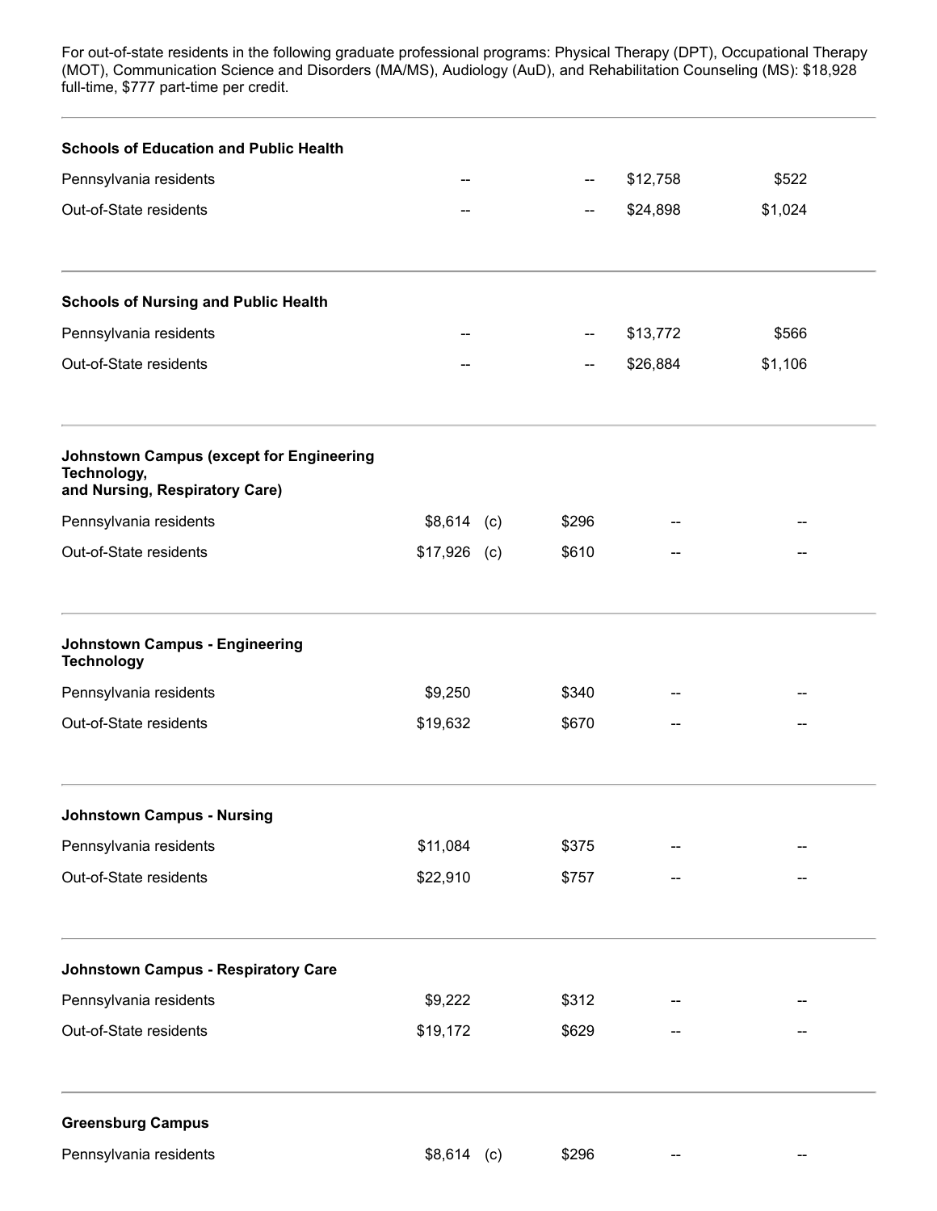For out-of-state residents in the following graduate professional programs: Physical Therapy (DPT), Occupational Therapy (MOT), Communication Science and Disorders (MA/MS), Audiology (AuD), and Rehabilitation Counseling (MS): $18,928 full-time, $777 part-time per credit.

| | | | | |
|---|---|---|---|---|
| **Schools of Education and Public Health** | | | | |
| Pennsylvania residents | -- | -- | $12,758 | $522 |
| Out-of-State residents | -- | -- | $24,898 | $1,024 |
| **Schools of Nursing and Public Health** | | | | |
| Pennsylvania residents | -- | -- | $13,772 | $566 |
| Out-of-State residents | -- | -- | $26,884 | $1,106 |
| **Johnstown Campus (except for Engineering Technology, and Nursing, Respiratory Care)** | | | | |
| Pennsylvania residents | $8,614 (c) | $296 | -- | -- |
| Out-of-State residents | $17,926 (c) | $610 | -- | -- |
| **Johnstown Campus - Engineering Technology** | | | | |
| Pennsylvania residents | $9,250 | $340 | -- | -- |
| Out-of-State residents | $19,632 | $670 | -- | -- |
| **Johnstown Campus - Nursing** | | | | |
| Pennsylvania residents | $11,084 | $375 | -- | -- |
| Out-of-State residents | $22,910 | $757 | -- | -- |
| **Johnstown Campus - Respiratory Care** | | | | |
| Pennsylvania residents | $9,222 | $312 | -- | -- |
| Out-of-State residents | $19,172 | $629 | -- | -- |
| **Greensburg Campus** | | | | |
| Pennsylvania residents | $8,614 (c) | $296 | -- | -- |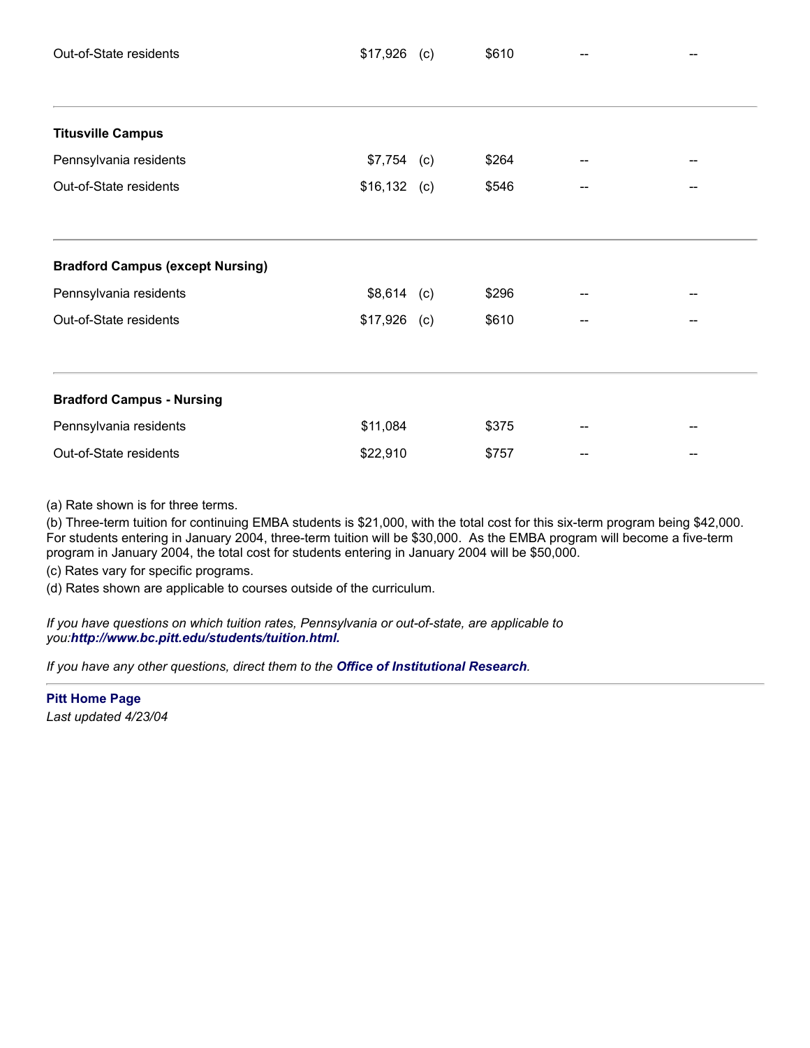| | | | | |
|---|---|---|---|---|
| Out-of-State residents | $17,926 (c) | $610 | -- | -- |
| **Titusville Campus** | | | | |
| Pennsylvania residents | $7,754 (c) | $264 | -- | -- |
| Out-of-State residents | $16,132 (c) | $546 | -- | -- |
| **Bradford Campus (except Nursing)** | | | | |
| Pennsylvania residents | $8,614 (c) | $296 | -- | -- |
| Out-of-State residents | $17,926 (c) | $610 | -- | -- |
| **Bradford Campus - Nursing** | | | | |
| Pennsylvania residents | $11,084 | $375 | -- | -- |
| Out-of-State residents | $22,910 | $757 | -- | -- |

(a) Rate shown is for three terms.

(b) Three-term tuition for continuing EMBA students is $21,000, with the total cost for this six-term program being $42,000. For students entering in January 2004, three-term tuition will be $30,000. As the EMBA program will become a five-term program in January 2004, the total cost for students entering in January 2004 will be $50,000.

(c) Rates vary for specific programs.

(d) Rates shown are applicable to courses outside of the curriculum.

*If you have questions on which tuition rates, Pennsylvania or out-of-state, are applicable to you:* ***http://www.bc.pitt.edu/students/tuition.html.***

*If you have any other questions, direct them to the* ***Office of Institutional Research****.*

**Pitt Home Page**

*Last updated 4/23/04*